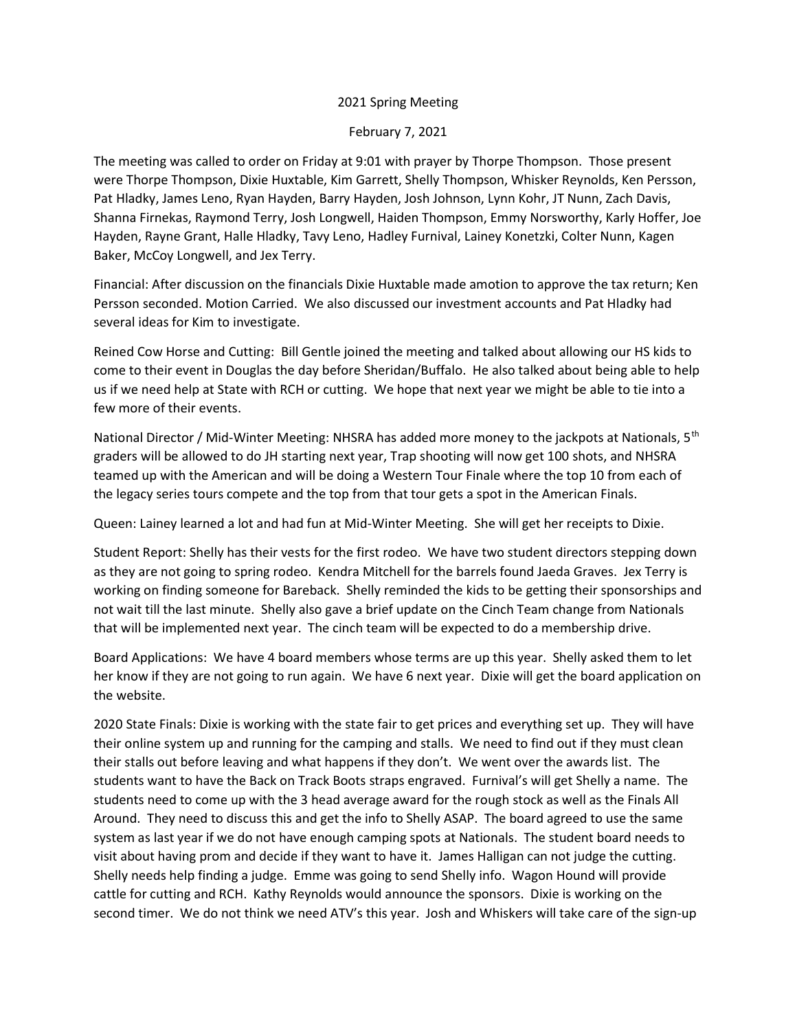2021 Spring Meeting

February 7, 2021

The meeting was called to order on Friday at 9:01 with prayer by Thorpe Thompson. Those present were Thorpe Thompson, Dixie Huxtable, Kim Garrett, Shelly Thompson, Whisker Reynolds, Ken Persson, Pat Hladky, James Leno, Ryan Hayden, Barry Hayden, Josh Johnson, Lynn Kohr, JT Nunn, Zach Davis, Shanna Firnekas, Raymond Terry, Josh Longwell, Haiden Thompson, Emmy Norsworthy, Karly Hoffer, Joe Hayden, Rayne Grant, Halle Hladky, Tavy Leno, Hadley Furnival, Lainey Konetzki, Colter Nunn, Kagen Baker, McCoy Longwell, and Jex Terry.

Financial: After discussion on the financials Dixie Huxtable made amotion to approve the tax return; Ken Persson seconded. Motion Carried. We also discussed our investment accounts and Pat Hladky had several ideas for Kim to investigate.

Reined Cow Horse and Cutting: Bill Gentle joined the meeting and talked about allowing our HS kids to come to their event in Douglas the day before Sheridan/Buffalo. He also talked about being able to help us if we need help at State with RCH or cutting. We hope that next year we might be able to tie into a few more of their events.

National Director / Mid-Winter Meeting: NHSRA has added more money to the jackpots at Nationals, 5th graders will be allowed to do JH starting next year, Trap shooting will now get 100 shots, and NHSRA teamed up with the American and will be doing a Western Tour Finale where the top 10 from each of the legacy series tours compete and the top from that tour gets a spot in the American Finals.

Queen: Lainey learned a lot and had fun at Mid-Winter Meeting. She will get her receipts to Dixie.

Student Report: Shelly has their vests for the first rodeo. We have two student directors stepping down as they are not going to spring rodeo. Kendra Mitchell for the barrels found Jaeda Graves. Jex Terry is working on finding someone for Bareback. Shelly reminded the kids to be getting their sponsorships and not wait till the last minute. Shelly also gave a brief update on the Cinch Team change from Nationals that will be implemented next year. The cinch team will be expected to do a membership drive.

Board Applications: We have 4 board members whose terms are up this year. Shelly asked them to let her know if they are not going to run again. We have 6 next year. Dixie will get the board application on the website.

2020 State Finals: Dixie is working with the state fair to get prices and everything set up. They will have their online system up and running for the camping and stalls. We need to find out if they must clean their stalls out before leaving and what happens if they don't. We went over the awards list. The students want to have the Back on Track Boots straps engraved. Furnival's will get Shelly a name. The students need to come up with the 3 head average award for the rough stock as well as the Finals All Around. They need to discuss this and get the info to Shelly ASAP. The board agreed to use the same system as last year if we do not have enough camping spots at Nationals. The student board needs to visit about having prom and decide if they want to have it. James Halligan can not judge the cutting. Shelly needs help finding a judge. Emme was going to send Shelly info. Wagon Hound will provide cattle for cutting and RCH. Kathy Reynolds would announce the sponsors. Dixie is working on the second timer. We do not think we need ATV's this year. Josh and Whiskers will take care of the sign-up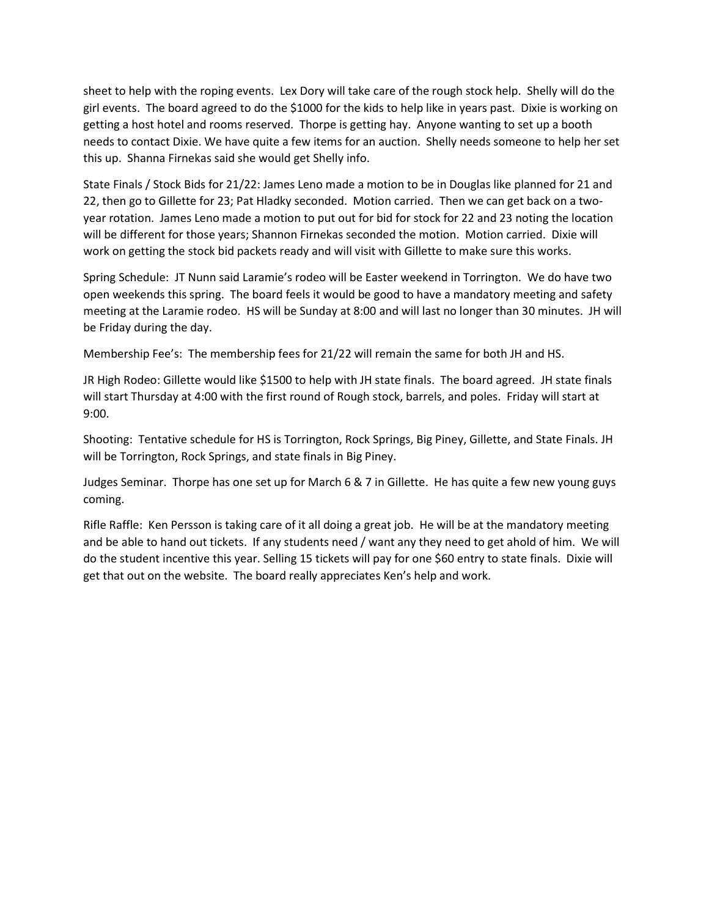sheet to help with the roping events. Lex Dory will take care of the rough stock help. Shelly will do the girl events. The board agreed to do the $1000 for the kids to help like in years past. Dixie is working on getting a host hotel and rooms reserved. Thorpe is getting hay. Anyone wanting to set up a booth needs to contact Dixie. We have quite a few items for an auction. Shelly needs someone to help her set this up. Shanna Firnekas said she would get Shelly info.

State Finals / Stock Bids for 21/22: James Leno made a motion to be in Douglas like planned for 21 and 22, then go to Gillette for 23; Pat Hladky seconded. Motion carried. Then we can get back on a two-year rotation. James Leno made a motion to put out for bid for stock for 22 and 23 noting the location will be different for those years; Shannon Firnekas seconded the motion. Motion carried. Dixie will work on getting the stock bid packets ready and will visit with Gillette to make sure this works.

Spring Schedule: JT Nunn said Laramie's rodeo will be Easter weekend in Torrington. We do have two open weekends this spring. The board feels it would be good to have a mandatory meeting and safety meeting at the Laramie rodeo. HS will be Sunday at 8:00 and will last no longer than 30 minutes. JH will be Friday during the day.

Membership Fee's: The membership fees for 21/22 will remain the same for both JH and HS.

JR High Rodeo: Gillette would like $1500 to help with JH state finals. The board agreed. JH state finals will start Thursday at 4:00 with the first round of Rough stock, barrels, and poles. Friday will start at 9:00.

Shooting: Tentative schedule for HS is Torrington, Rock Springs, Big Piney, Gillette, and State Finals. JH will be Torrington, Rock Springs, and state finals in Big Piney.

Judges Seminar. Thorpe has one set up for March 6 & 7 in Gillette. He has quite a few new young guys coming.

Rifle Raffle: Ken Persson is taking care of it all doing a great job. He will be at the mandatory meeting and be able to hand out tickets. If any students need / want any they need to get ahold of him. We will do the student incentive this year. Selling 15 tickets will pay for one $60 entry to state finals. Dixie will get that out on the website. The board really appreciates Ken's help and work.